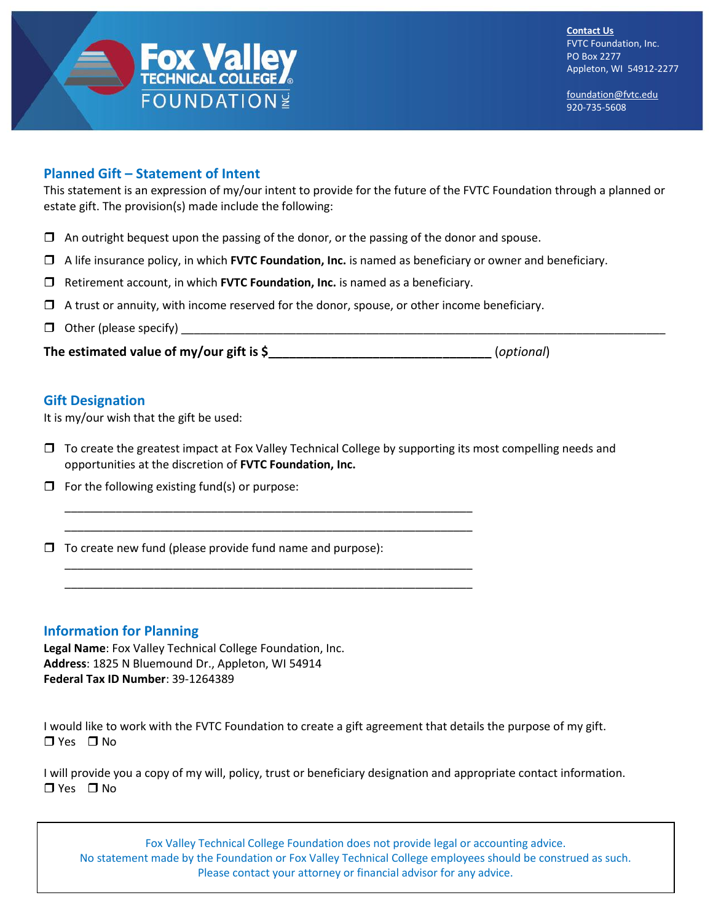Fox Valley Technical College Foundation Inc.

**Contact Us**
FVTC Foundation, Inc.
PO Box 2277
Appleton, WI 54912-2277

foundation@fvtc.edu
920-735-5608

## Planned Gift – Statement of Intent

This statement is an expression of my/our intent to provide for the future of the FVTC Foundation through a planned or estate gift. The provision(s) made include the following:

- ☐ An outright bequest upon the passing of the donor, or the passing of the donor and spouse.
- ☐ A life insurance policy, in which **FVTC Foundation, Inc.** is named as beneficiary or owner and beneficiary.
- ☐ Retirement account, in which **FVTC Foundation, Inc.** is named as a beneficiary.
- ☐ A trust or annuity, with income reserved for the donor, spouse, or other income beneficiary.
- ☐ Other (please specify) ____________________________________________

**The estimated value of my/our gift is $________________________________** (*optional*)

## Gift Designation

It is my/our wish that the gift be used:

- ☐ To create the greatest impact at Fox Valley Technical College by supporting its most compelling needs and opportunities at the discretion of **FVTC Foundation, Inc.**
- ☐ For the following existing fund(s) or purpose:

  ____________________________________________

  ____________________________________________

- ☐ To create new fund (please provide fund name and purpose):

  ____________________________________________

  ____________________________________________

## Information for Planning

**Legal Name**: Fox Valley Technical College Foundation, Inc.
**Address**: 1825 N Bluemound Dr., Appleton, WI 54914
**Federal Tax ID Number**: 39-1264389

I would like to work with the FVTC Foundation to create a gift agreement that details the purpose of my gift.
☐ Yes ☐ No

I will provide you a copy of my will, policy, trust or beneficiary designation and appropriate contact information.
☐ Yes ☐ No

Fox Valley Technical College Foundation does not provide legal or accounting advice.
No statement made by the Foundation or Fox Valley Technical College employees should be construed as such.
Please contact your attorney or financial advisor for any advice.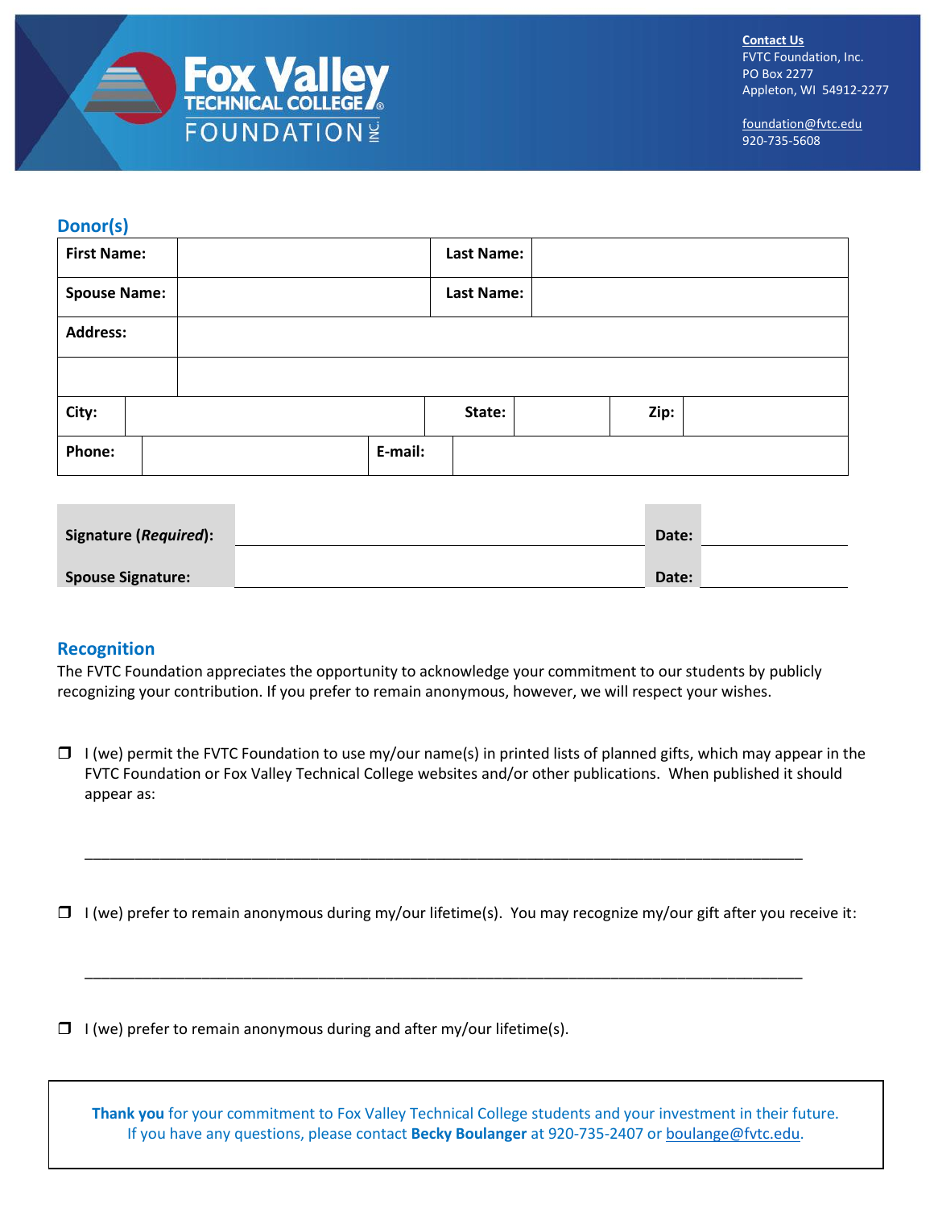**Contact Us**
FVTC Foundation, Inc.
PO Box 2277
Appleton, WI 54912-2277

foundation@fvtc.edu
920-735-5608

## Donor(s)

| | | | |
|---|---|---|---|
| **First Name:** | | **Last Name:** | |
| **Spouse Name:** | | **Last Name:** | |
| **Address:** | | | |
| | | | |

| | | | | | |
|---|---|---|---|---|---|
| **City:** | | **State:** | | **Zip:** | |

| | | | |
|---|---|---|---|
| **Phone:** | | **E-mail:** | |

| | | | |
|---|---|---|---|
| **Signature (*Required*):** | | **Date:** | |
| **Spouse Signature:** | | **Date:** | |

## Recognition

The FVTC Foundation appreciates the opportunity to acknowledge your commitment to our students by publicly recognizing your contribution. If you prefer to remain anonymous, however, we will respect your wishes.

❒ I (we) permit the FVTC Foundation to use my/our name(s) in printed lists of planned gifts, which may appear in the FVTC Foundation or Fox Valley Technical College websites and/or other publications. When published it should appear as:

______________________________________________________________________________

❒ I (we) prefer to remain anonymous during my/our lifetime(s). You may recognize my/our gift after you receive it:

______________________________________________________________________________

❒ I (we) prefer to remain anonymous during and after my/our lifetime(s).

**Thank you** for your commitment to Fox Valley Technical College students and your investment in their future.
If you have any questions, please contact **Becky Boulanger** at 920-735-2407 or boulange@fvtc.edu.